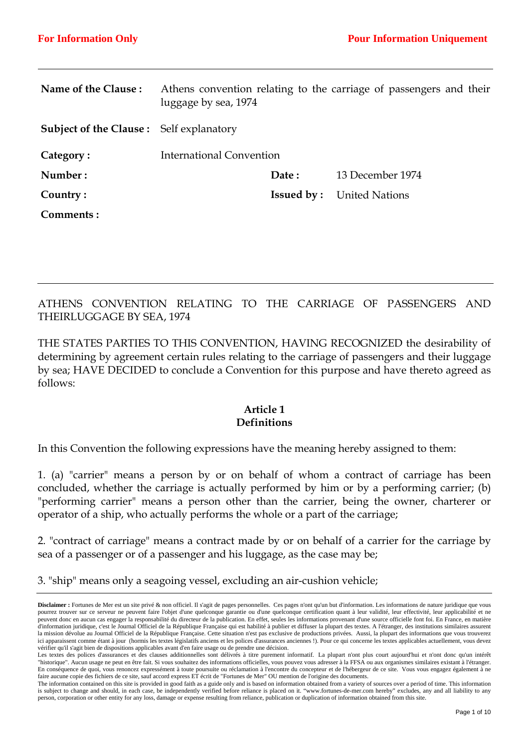**For Information Only** **Pour Information Uniquement**

| | | | |
|---|---|---|---|
| **Name of the Clause :** | Athens convention relating to the carriage of passengers and their luggage by sea, 1974 | | |
| **Subject of the Clause :** | Self explanatory | | |
| **Category :** | International Convention | | |
| **Number :** | | **Date :** | 13 December 1974 |
| **Country :** | | **Issued by :** | United Nations |
| **Comments :** | | | |

---

ATHENS CONVENTION RELATING TO THE CARRIAGE OF PASSENGERS AND THEIRLUGGAGE BY SEA, 1974

THE STATES PARTIES TO THIS CONVENTION, HAVING RECOGNIZED the desirability of determining by agreement certain rules relating to the carriage of passengers and their luggage by sea; HAVE DECIDED to conclude a Convention for this purpose and have thereto agreed as follows:

## Article 1
## Definitions

In this Convention the following expressions have the meaning hereby assigned to them:

1. (a) "carrier" means a person by or on behalf of whom a contract of carriage has been concluded, whether the carriage is actually performed by him or by a performing carrier; (b) "performing carrier" means a person other than the carrier, being the owner, charterer or operator of a ship, who actually performs the whole or a part of the carriage;

2. "contract of carriage" means a contract made by or on behalf of a carrier for the carriage by sea of a passenger or of a passenger and his luggage, as the case may be;

3. "ship" means only a seagoing vessel, excluding an air-cushion vehicle;

---

**Disclaimer :** Fortunes de Mer est un site privé & non officiel. Il s'agit de pages personnelles. Ces pages n'ont qu'un but d'information. Les informations de nature juridique que vous pourrez trouver sur ce serveur ne peuvent faire l'objet d'une quelconque garantie ou d'une quelconque certification quant à leur validité, leur effectivité, leur applicabilité et ne peuvent donc en aucun cas engager la responsabilité du directeur de la publication. En effet, seules les informations provenant d'une source officielle font foi. En France, en matière d'information juridique, c'est le Journal Officiel de la République Française qui est habilité à publier et diffuser la plupart des textes. A l'étranger, des institutions similaires assurent la mission dévolue au Journal Officiel de la République Française. Cette situation n'est pas exclusive de productions privées. Aussi, la plupart des informations que vous trouverez ici apparaissent comme étant à jour (hormis les textes législatifs anciens et les polices d'assurances anciennes !). Pour ce qui concerne les textes applicables actuellement, vous devez vérifier qu'il s'agit bien de dispositions applicables avant d'en faire usage ou de prendre une décision.
Les textes des polices d'assurances et des clauses additionnelles sont délivrés à titre purement informatif. La plupart n'ont plus court aujourd'hui et n'ont donc qu'un intérêt "historique". Aucun usage ne peut en être fait. Si vous souhaitez des informations officielles, vous pouvez vous adresser à la FFSA ou aux organismes similaires existant à l'étranger. En conséquence de quoi, vous renoncez expressément à toute poursuite ou réclamation à l'encontre du concepteur et de l'hébergeur de ce site. Vous vous engagez également à ne faire aucune copie des fichiers de ce site, sauf accord express ET écrit de "Fortunes de Mer" OU mention de l'origine des documents.
The information contained on this site is provided in good faith as a guide only and is based on information obtained from a variety of sources over a period of time. This information is subject to change and should, in each case, be independently verified before reliance is placed on it. "www.fortunes-de-mer.com hereby" excludes, any and all liability to any person, corporation or other entity for any loss, damage or expense resulting from reliance, publication or duplication of information obtained from this site.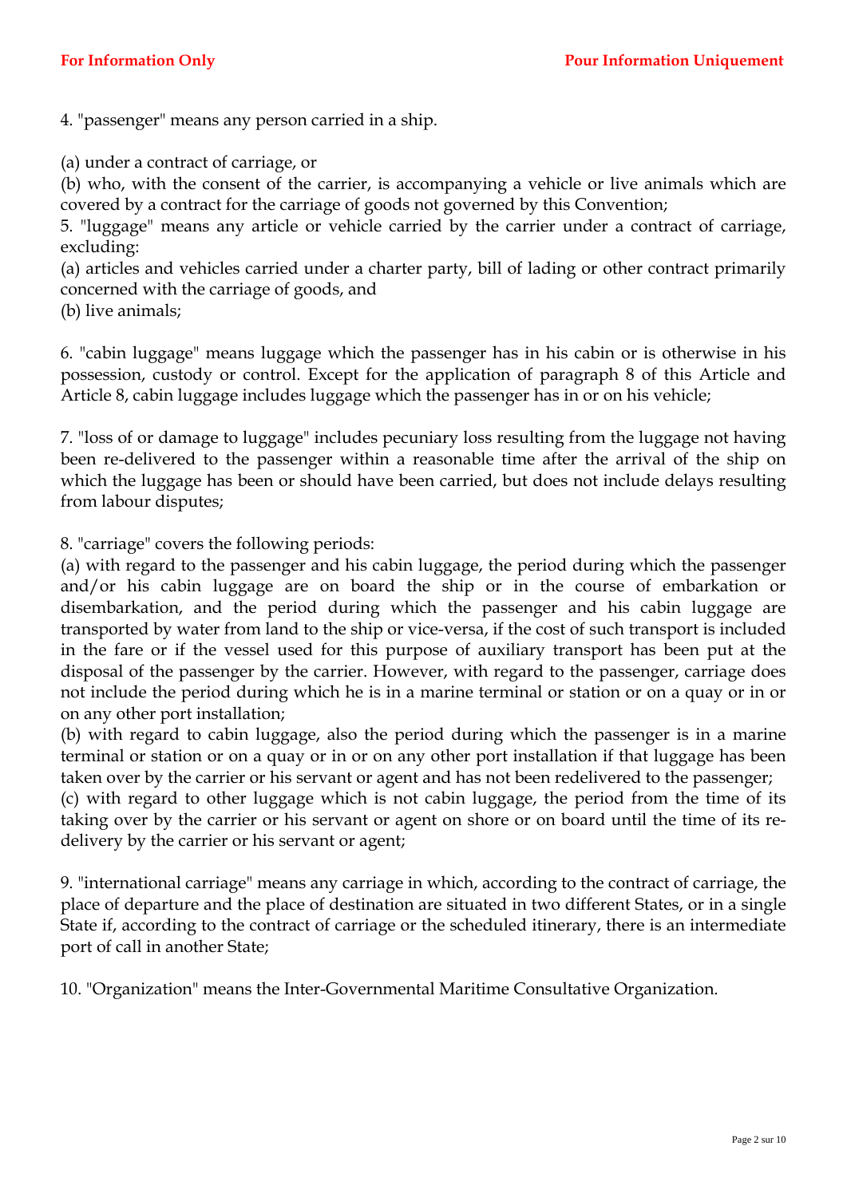4. "passenger" means any person carried in a ship.

(a) under a contract of carriage, or
(b) who, with the consent of the carrier, is accompanying a vehicle or live animals which are covered by a contract for the carriage of goods not governed by this Convention;

5. "luggage" means any article or vehicle carried by the carrier under a contract of carriage, excluding:
(a) articles and vehicles carried under a charter party, bill of lading or other contract primarily concerned with the carriage of goods, and
(b) live animals;

6. "cabin luggage" means luggage which the passenger has in his cabin or is otherwise in his possession, custody or control. Except for the application of paragraph 8 of this Article and Article 8, cabin luggage includes luggage which the passenger has in or on his vehicle;

7. "loss of or damage to luggage" includes pecuniary loss resulting from the luggage not having been re-delivered to the passenger within a reasonable time after the arrival of the ship on which the luggage has been or should have been carried, but does not include delays resulting from labour disputes;

8. "carriage" covers the following periods:
(a) with regard to the passenger and his cabin luggage, the period during which the passenger and/or his cabin luggage are on board the ship or in the course of embarkation or disembarkation, and the period during which the passenger and his cabin luggage are transported by water from land to the ship or vice-versa, if the cost of such transport is included in the fare or if the vessel used for this purpose of auxiliary transport has been put at the disposal of the passenger by the carrier. However, with regard to the passenger, carriage does not include the period during which he is in a marine terminal or station or on a quay or in or on any other port installation;
(b) with regard to cabin luggage, also the period during which the passenger is in a marine terminal or station or on a quay or in or on any other port installation if that luggage has been taken over by the carrier or his servant or agent and has not been redelivered to the passenger;
(c) with regard to other luggage which is not cabin luggage, the period from the time of its taking over by the carrier or his servant or agent on shore or on board until the time of its re-delivery by the carrier or his servant or agent;

9. "international carriage" means any carriage in which, according to the contract of carriage, the place of departure and the place of destination are situated in two different States, or in a single State if, according to the contract of carriage or the scheduled itinerary, there is an intermediate port of call in another State;

10. "Organization" means the Inter-Governmental Maritime Consultative Organization.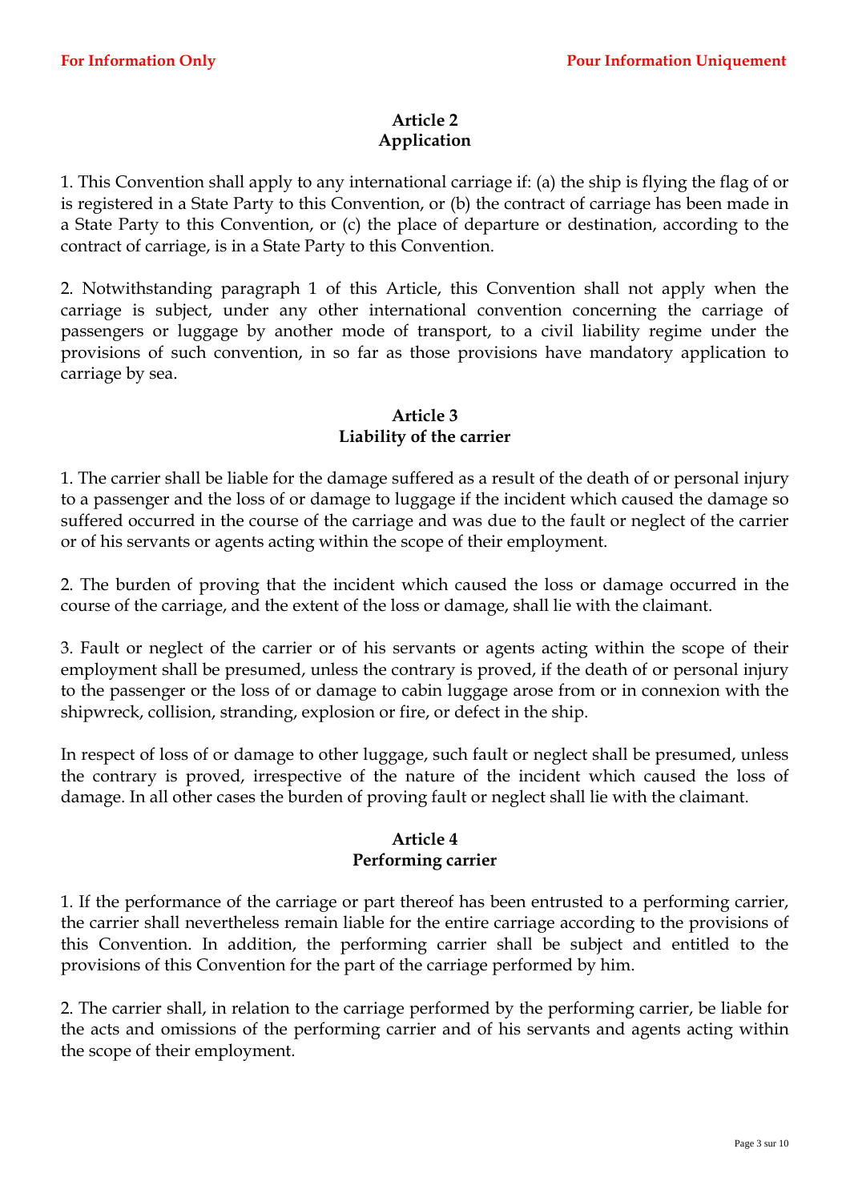## Article 2
## Application

1. This Convention shall apply to any international carriage if: (a) the ship is flying the flag of or is registered in a State Party to this Convention, or (b) the contract of carriage has been made in a State Party to this Convention, or (c) the place of departure or destination, according to the contract of carriage, is in a State Party to this Convention.

2. Notwithstanding paragraph 1 of this Article, this Convention shall not apply when the carriage is subject, under any other international convention concerning the carriage of passengers or luggage by another mode of transport, to a civil liability regime under the provisions of such convention, in so far as those provisions have mandatory application to carriage by sea.

## Article 3
## Liability of the carrier

1. The carrier shall be liable for the damage suffered as a result of the death of or personal injury to a passenger and the loss of or damage to luggage if the incident which caused the damage so suffered occurred in the course of the carriage and was due to the fault or neglect of the carrier or of his servants or agents acting within the scope of their employment.

2. The burden of proving that the incident which caused the loss or damage occurred in the course of the carriage, and the extent of the loss or damage, shall lie with the claimant.

3. Fault or neglect of the carrier or of his servants or agents acting within the scope of their employment shall be presumed, unless the contrary is proved, if the death of or personal injury to the passenger or the loss of or damage to cabin luggage arose from or in connexion with the shipwreck, collision, stranding, explosion or fire, or defect in the ship.

In respect of loss of or damage to other luggage, such fault or neglect shall be presumed, unless the contrary is proved, irrespective of the nature of the incident which caused the loss of damage. In all other cases the burden of proving fault or neglect shall lie with the claimant.

## Article 4
## Performing carrier

1. If the performance of the carriage or part thereof has been entrusted to a performing carrier, the carrier shall nevertheless remain liable for the entire carriage according to the provisions of this Convention. In addition, the performing carrier shall be subject and entitled to the provisions of this Convention for the part of the carriage performed by him.

2. The carrier shall, in relation to the carriage performed by the performing carrier, be liable for the acts and omissions of the performing carrier and of his servants and agents acting within the scope of their employment.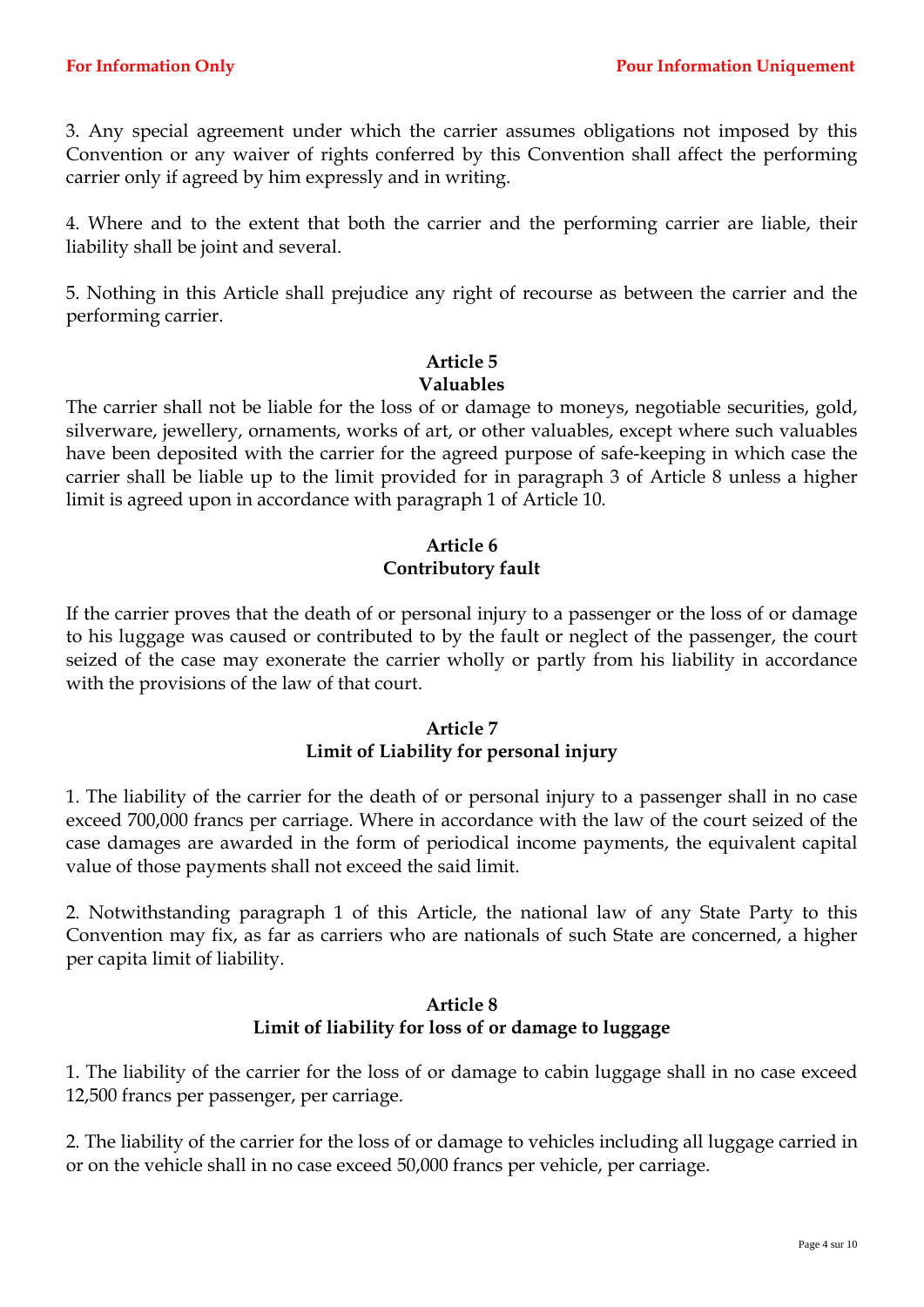3. Any special agreement under which the carrier assumes obligations not imposed by this Convention or any waiver of rights conferred by this Convention shall affect the performing carrier only if agreed by him expressly and in writing.

4. Where and to the extent that both the carrier and the performing carrier are liable, their liability shall be joint and several.

5. Nothing in this Article shall prejudice any right of recourse as between the carrier and the performing carrier.

### Article 5
### Valuables

The carrier shall not be liable for the loss of or damage to moneys, negotiable securities, gold, silverware, jewellery, ornaments, works of art, or other valuables, except where such valuables have been deposited with the carrier for the agreed purpose of safe-keeping in which case the carrier shall be liable up to the limit provided for in paragraph 3 of Article 8 unless a higher limit is agreed upon in accordance with paragraph 1 of Article 10.

### Article 6
### Contributory fault

If the carrier proves that the death of or personal injury to a passenger or the loss of or damage to his luggage was caused or contributed to by the fault or neglect of the passenger, the court seized of the case may exonerate the carrier wholly or partly from his liability in accordance with the provisions of the law of that court.

### Article 7
### Limit of Liability for personal injury

1. The liability of the carrier for the death of or personal injury to a passenger shall in no case exceed 700,000 francs per carriage. Where in accordance with the law of the court seized of the case damages are awarded in the form of periodical income payments, the equivalent capital value of those payments shall not exceed the said limit.

2. Notwithstanding paragraph 1 of this Article, the national law of any State Party to this Convention may fix, as far as carriers who are nationals of such State are concerned, a higher per capita limit of liability.

### Article 8
### Limit of liability for loss of or damage to luggage

1. The liability of the carrier for the loss of or damage to cabin luggage shall in no case exceed 12,500 francs per passenger, per carriage.

2. The liability of the carrier for the loss of or damage to vehicles including all luggage carried in or on the vehicle shall in no case exceed 50,000 francs per vehicle, per carriage.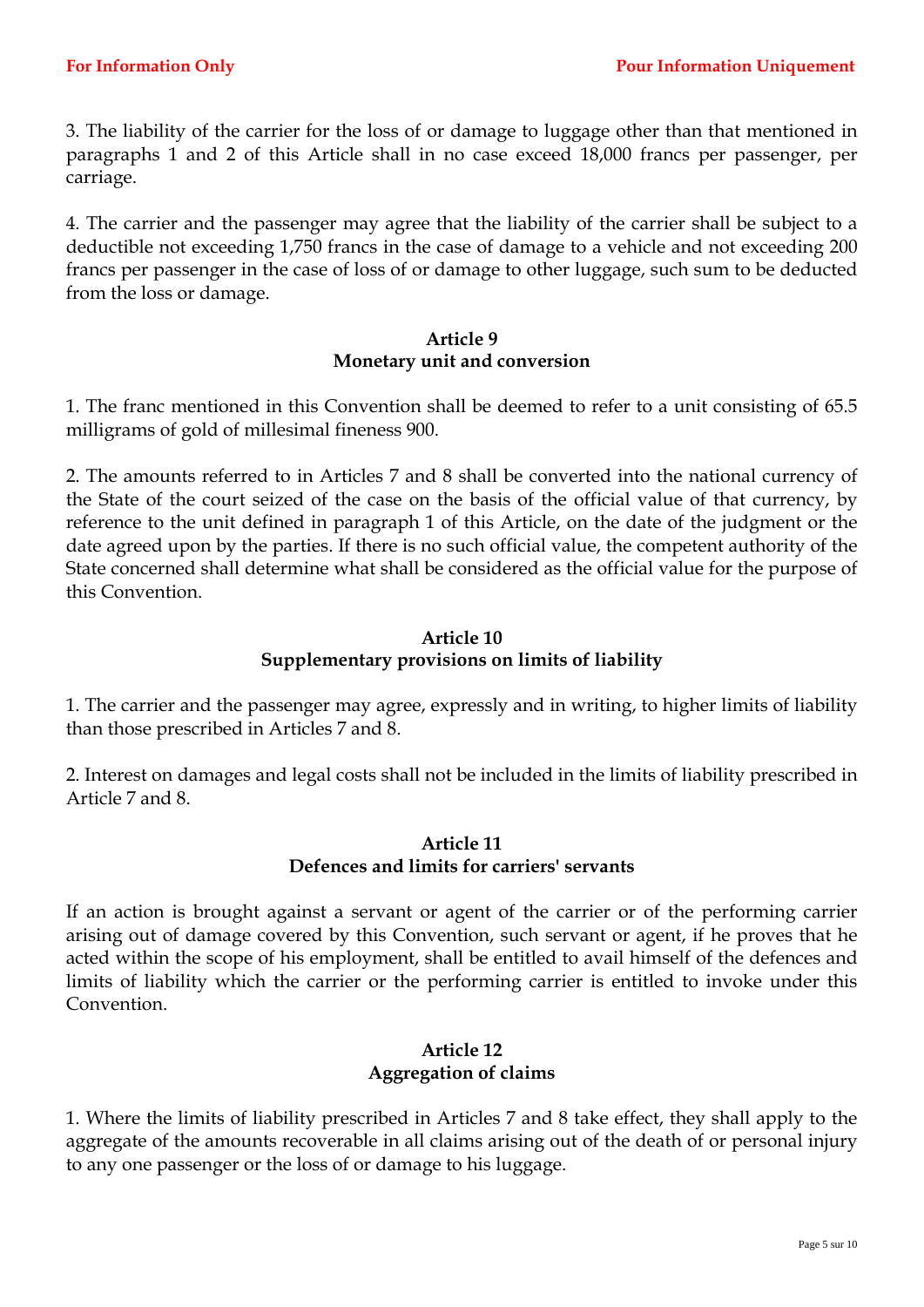3. The liability of the carrier for the loss of or damage to luggage other than that mentioned in paragraphs 1 and 2 of this Article shall in no case exceed 18,000 francs per passenger, per carriage.

4. The carrier and the passenger may agree that the liability of the carrier shall be subject to a deductible not exceeding 1,750 francs in the case of damage to a vehicle and not exceeding 200 francs per passenger in the case of loss of or damage to other luggage, such sum to be deducted from the loss or damage.

## Article 9
## Monetary unit and conversion

1. The franc mentioned in this Convention shall be deemed to refer to a unit consisting of 65.5 milligrams of gold of millesimal fineness 900.

2. The amounts referred to in Articles 7 and 8 shall be converted into the national currency of the State of the court seized of the case on the basis of the official value of that currency, by reference to the unit defined in paragraph 1 of this Article, on the date of the judgment or the date agreed upon by the parties. If there is no such official value, the competent authority of the State concerned shall determine what shall be considered as the official value for the purpose of this Convention.

## Article 10
## Supplementary provisions on limits of liability

1. The carrier and the passenger may agree, expressly and in writing, to higher limits of liability than those prescribed in Articles 7 and 8.

2. Interest on damages and legal costs shall not be included in the limits of liability prescribed in Article 7 and 8.

## Article 11
## Defences and limits for carriers' servants

If an action is brought against a servant or agent of the carrier or of the performing carrier arising out of damage covered by this Convention, such servant or agent, if he proves that he acted within the scope of his employment, shall be entitled to avail himself of the defences and limits of liability which the carrier or the performing carrier is entitled to invoke under this Convention.

## Article 12
## Aggregation of claims

1. Where the limits of liability prescribed in Articles 7 and 8 take effect, they shall apply to the aggregate of the amounts recoverable in all claims arising out of the death of or personal injury to any one passenger or the loss of or damage to his luggage.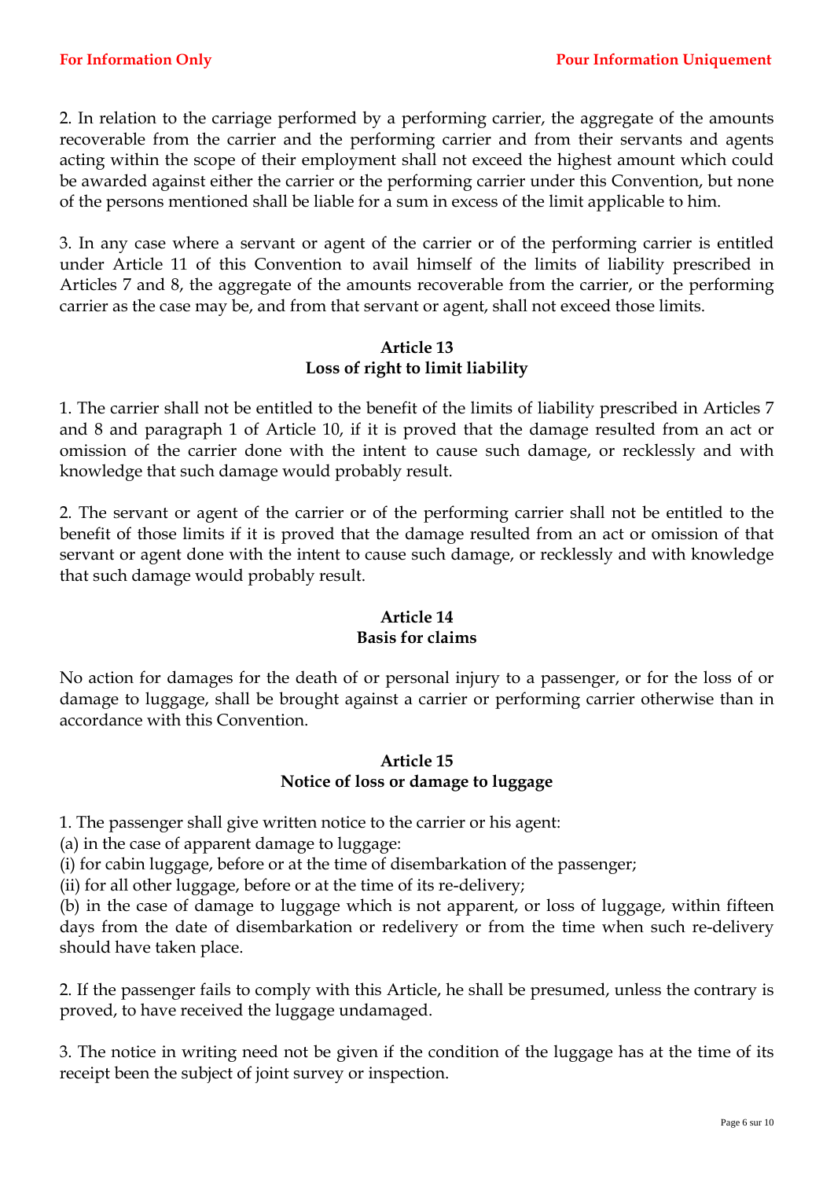2. In relation to the carriage performed by a performing carrier, the aggregate of the amounts recoverable from the carrier and the performing carrier and from their servants and agents acting within the scope of their employment shall not exceed the highest amount which could be awarded against either the carrier or the performing carrier under this Convention, but none of the persons mentioned shall be liable for a sum in excess of the limit applicable to him.

3. In any case where a servant or agent of the carrier or of the performing carrier is entitled under Article 11 of this Convention to avail himself of the limits of liability prescribed in Articles 7 and 8, the aggregate of the amounts recoverable from the carrier, or the performing carrier as the case may be, and from that servant or agent, shall not exceed those limits.

## Article 13
## Loss of right to limit liability

1. The carrier shall not be entitled to the benefit of the limits of liability prescribed in Articles 7 and 8 and paragraph 1 of Article 10, if it is proved that the damage resulted from an act or omission of the carrier done with the intent to cause such damage, or recklessly and with knowledge that such damage would probably result.

2. The servant or agent of the carrier or of the performing carrier shall not be entitled to the benefit of those limits if it is proved that the damage resulted from an act or omission of that servant or agent done with the intent to cause such damage, or recklessly and with knowledge that such damage would probably result.

## Article 14
## Basis for claims

No action for damages for the death of or personal injury to a passenger, or for the loss of or damage to luggage, shall be brought against a carrier or performing carrier otherwise than in accordance with this Convention.

## Article 15
## Notice of loss or damage to luggage

1. The passenger shall give written notice to the carrier or his agent:
(a) in the case of apparent damage to luggage:
(i) for cabin luggage, before or at the time of disembarkation of the passenger;
(ii) for all other luggage, before or at the time of its re-delivery;
(b) in the case of damage to luggage which is not apparent, or loss of luggage, within fifteen days from the date of disembarkation or redelivery or from the time when such re-delivery should have taken place.

2. If the passenger fails to comply with this Article, he shall be presumed, unless the contrary is proved, to have received the luggage undamaged.

3. The notice in writing need not be given if the condition of the luggage has at the time of its receipt been the subject of joint survey or inspection.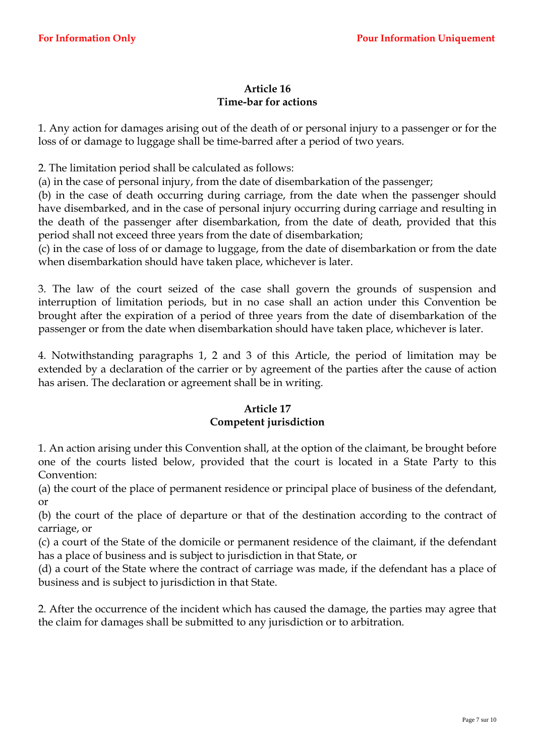## Article 16
## Time-bar for actions

1. Any action for damages arising out of the death of or personal injury to a passenger or for the loss of or damage to luggage shall be time-barred after a period of two years.

2. The limitation period shall be calculated as follows:
(a) in the case of personal injury, from the date of disembarkation of the passenger;
(b) in the case of death occurring during carriage, from the date when the passenger should have disembarked, and in the case of personal injury occurring during carriage and resulting in the death of the passenger after disembarkation, from the date of death, provided that this period shall not exceed three years from the date of disembarkation;
(c) in the case of loss of or damage to luggage, from the date of disembarkation or from the date when disembarkation should have taken place, whichever is later.

3. The law of the court seized of the case shall govern the grounds of suspension and interruption of limitation periods, but in no case shall an action under this Convention be brought after the expiration of a period of three years from the date of disembarkation of the passenger or from the date when disembarkation should have taken place, whichever is later.

4. Notwithstanding paragraphs 1, 2 and 3 of this Article, the period of limitation may be extended by a declaration of the carrier or by agreement of the parties after the cause of action has arisen. The declaration or agreement shall be in writing.

## Article 17
## Competent jurisdiction

1. An action arising under this Convention shall, at the option of the claimant, be brought before one of the courts listed below, provided that the court is located in a State Party to this Convention:
(a) the court of the place of permanent residence or principal place of business of the defendant, or
(b) the court of the place of departure or that of the destination according to the contract of carriage, or
(c) a court of the State of the domicile or permanent residence of the claimant, if the defendant has a place of business and is subject to jurisdiction in that State, or
(d) a court of the State where the contract of carriage was made, if the defendant has a place of business and is subject to jurisdiction in that State.

2. After the occurrence of the incident which has caused the damage, the parties may agree that the claim for damages shall be submitted to any jurisdiction or to arbitration.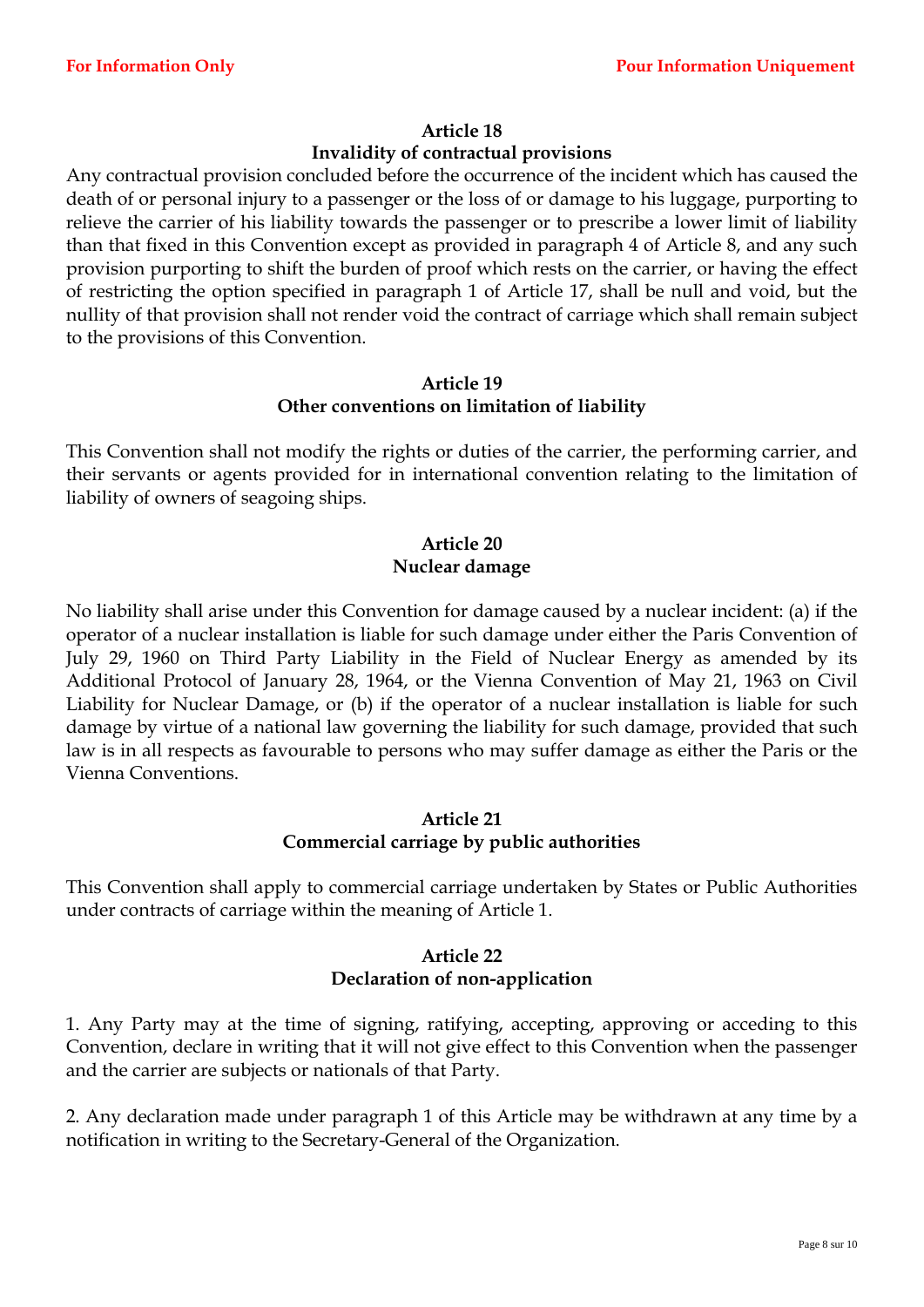### Article 18
### Invalidity of contractual provisions

Any contractual provision concluded before the occurrence of the incident which has caused the death of or personal injury to a passenger or the loss of or damage to his luggage, purporting to relieve the carrier of his liability towards the passenger or to prescribe a lower limit of liability than that fixed in this Convention except as provided in paragraph 4 of Article 8, and any such provision purporting to shift the burden of proof which rests on the carrier, or having the effect of restricting the option specified in paragraph 1 of Article 17, shall be null and void, but the nullity of that provision shall not render void the contract of carriage which shall remain subject to the provisions of this Convention.

### Article 19
### Other conventions on limitation of liability

This Convention shall not modify the rights or duties of the carrier, the performing carrier, and their servants or agents provided for in international convention relating to the limitation of liability of owners of seagoing ships.

### Article 20
### Nuclear damage

No liability shall arise under this Convention for damage caused by a nuclear incident: (a) if the operator of a nuclear installation is liable for such damage under either the Paris Convention of July 29, 1960 on Third Party Liability in the Field of Nuclear Energy as amended by its Additional Protocol of January 28, 1964, or the Vienna Convention of May 21, 1963 on Civil Liability for Nuclear Damage, or (b) if the operator of a nuclear installation is liable for such damage by virtue of a national law governing the liability for such damage, provided that such law is in all respects as favourable to persons who may suffer damage as either the Paris or the Vienna Conventions.

### Article 21
### Commercial carriage by public authorities

This Convention shall apply to commercial carriage undertaken by States or Public Authorities under contracts of carriage within the meaning of Article 1.

### Article 22
### Declaration of non-application

1. Any Party may at the time of signing, ratifying, accepting, approving or acceding to this Convention, declare in writing that it will not give effect to this Convention when the passenger and the carrier are subjects or nationals of that Party.

2. Any declaration made under paragraph 1 of this Article may be withdrawn at any time by a notification in writing to the Secretary-General of the Organization.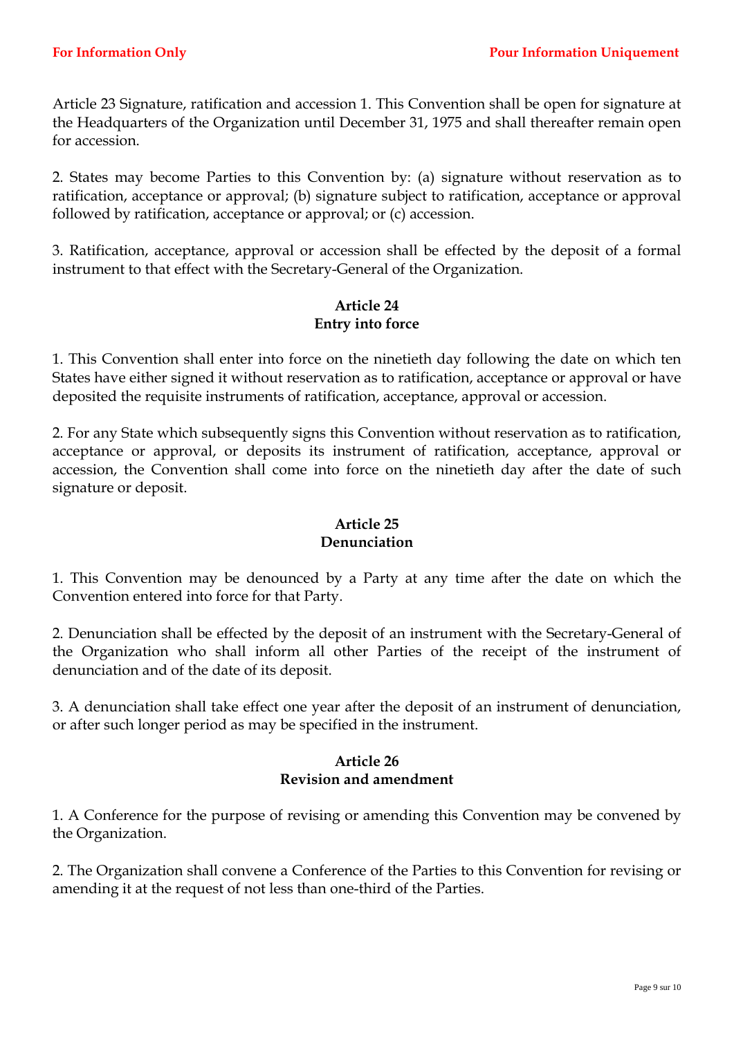Article 23 Signature, ratification and accession 1. This Convention shall be open for signature at the Headquarters of the Organization until December 31, 1975 and shall thereafter remain open for accession.

2. States may become Parties to this Convention by: (a) signature without reservation as to ratification, acceptance or approval; (b) signature subject to ratification, acceptance or approval followed by ratification, acceptance or approval; or (c) accession.

3. Ratification, acceptance, approval or accession shall be effected by the deposit of a formal instrument to that effect with the Secretary-General of the Organization.

## Article 24
## Entry into force

1. This Convention shall enter into force on the ninetieth day following the date on which ten States have either signed it without reservation as to ratification, acceptance or approval or have deposited the requisite instruments of ratification, acceptance, approval or accession.

2. For any State which subsequently signs this Convention without reservation as to ratification, acceptance or approval, or deposits its instrument of ratification, acceptance, approval or accession, the Convention shall come into force on the ninetieth day after the date of such signature or deposit.

## Article 25
## Denunciation

1. This Convention may be denounced by a Party at any time after the date on which the Convention entered into force for that Party.

2. Denunciation shall be effected by the deposit of an instrument with the Secretary-General of the Organization who shall inform all other Parties of the receipt of the instrument of denunciation and of the date of its deposit.

3. A denunciation shall take effect one year after the deposit of an instrument of denunciation, or after such longer period as may be specified in the instrument.

## Article 26
## Revision and amendment

1. A Conference for the purpose of revising or amending this Convention may be convened by the Organization.

2. The Organization shall convene a Conference of the Parties to this Convention for revising or amending it at the request of not less than one-third of the Parties.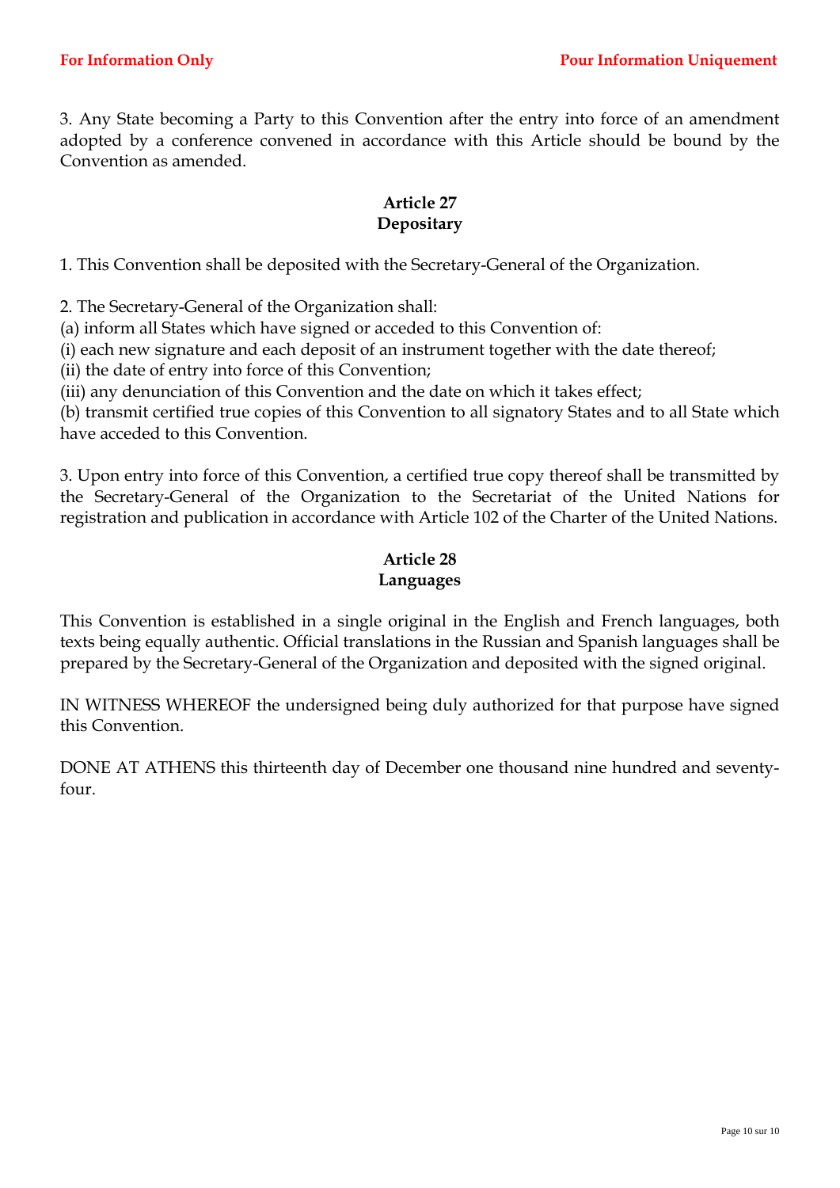3. Any State becoming a Party to this Convention after the entry into force of an amendment adopted by a conference convened in accordance with this Article should be bound by the Convention as amended.

## Article 27
## Depositary

1. This Convention shall be deposited with the Secretary-General of the Organization.

2. The Secretary-General of the Organization shall:
(a) inform all States which have signed or acceded to this Convention of:
(i) each new signature and each deposit of an instrument together with the date thereof;
(ii) the date of entry into force of this Convention;
(iii) any denunciation of this Convention and the date on which it takes effect;
(b) transmit certified true copies of this Convention to all signatory States and to all State which have acceded to this Convention.

3. Upon entry into force of this Convention, a certified true copy thereof shall be transmitted by the Secretary-General of the Organization to the Secretariat of the United Nations for registration and publication in accordance with Article 102 of the Charter of the United Nations.

## Article 28
## Languages

This Convention is established in a single original in the English and French languages, both texts being equally authentic. Official translations in the Russian and Spanish languages shall be prepared by the Secretary-General of the Organization and deposited with the signed original.

IN WITNESS WHEREOF the undersigned being duly authorized for that purpose have signed this Convention.

DONE AT ATHENS this thirteenth day of December one thousand nine hundred and seventy-four.